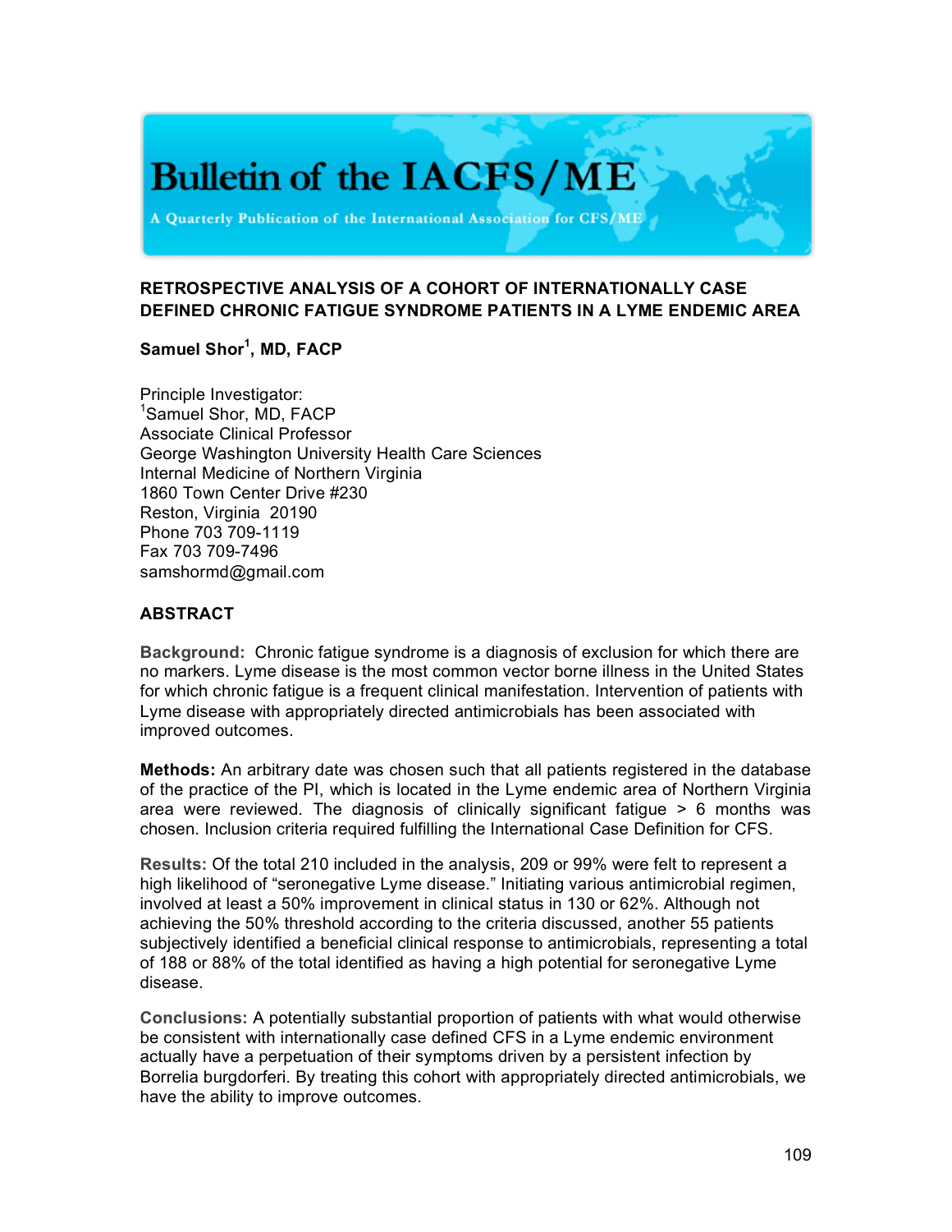# Bulletin of the IACFS/ME

A Quarterly Publication of the International Association for CFS/ME

## RETROSPECTIVE ANALYSIS OF A COHORT OF INTERNATIONALLY CASE DEFINED CHRONIC FATIGUE SYNDROME PATIENTS IN A LYME ENDEMIC AREA

**Samuel Shor[1], MD, FACP**

Principle Investigator:
[1]Samuel Shor, MD, FACP
Associate Clinical Professor
George Washington University Health Care Sciences
Internal Medicine of Northern Virginia
1860 Town Center Drive #230
Reston, Virginia 20190
Phone 703 709-1119
Fax 703 709-7496
samshormd@gmail.com

### ABSTRACT

**Background:** Chronic fatigue syndrome is a diagnosis of exclusion for which there are no markers. Lyme disease is the most common vector borne illness in the United States for which chronic fatigue is a frequent clinical manifestation. Intervention of patients with Lyme disease with appropriately directed antimicrobials has been associated with improved outcomes.

**Methods:** An arbitrary date was chosen such that all patients registered in the database of the practice of the PI, which is located in the Lyme endemic area of Northern Virginia area were reviewed. The diagnosis of clinically significant fatigue > 6 months was chosen. Inclusion criteria required fulfilling the International Case Definition for CFS.

**Results:** Of the total 210 included in the analysis, 209 or 99% were felt to represent a high likelihood of "seronegative Lyme disease." Initiating various antimicrobial regimen, involved at least a 50% improvement in clinical status in 130 or 62%. Although not achieving the 50% threshold according to the criteria discussed, another 55 patients subjectively identified a beneficial clinical response to antimicrobials, representing a total of 188 or 88% of the total identified as having a high potential for seronegative Lyme disease.

**Conclusions:** A potentially substantial proportion of patients with what would otherwise be consistent with internationally case defined CFS in a Lyme endemic environment actually have a perpetuation of their symptoms driven by a persistent infection by Borrelia burgdorferi. By treating this cohort with appropriately directed antimicrobials, we have the ability to improve outcomes.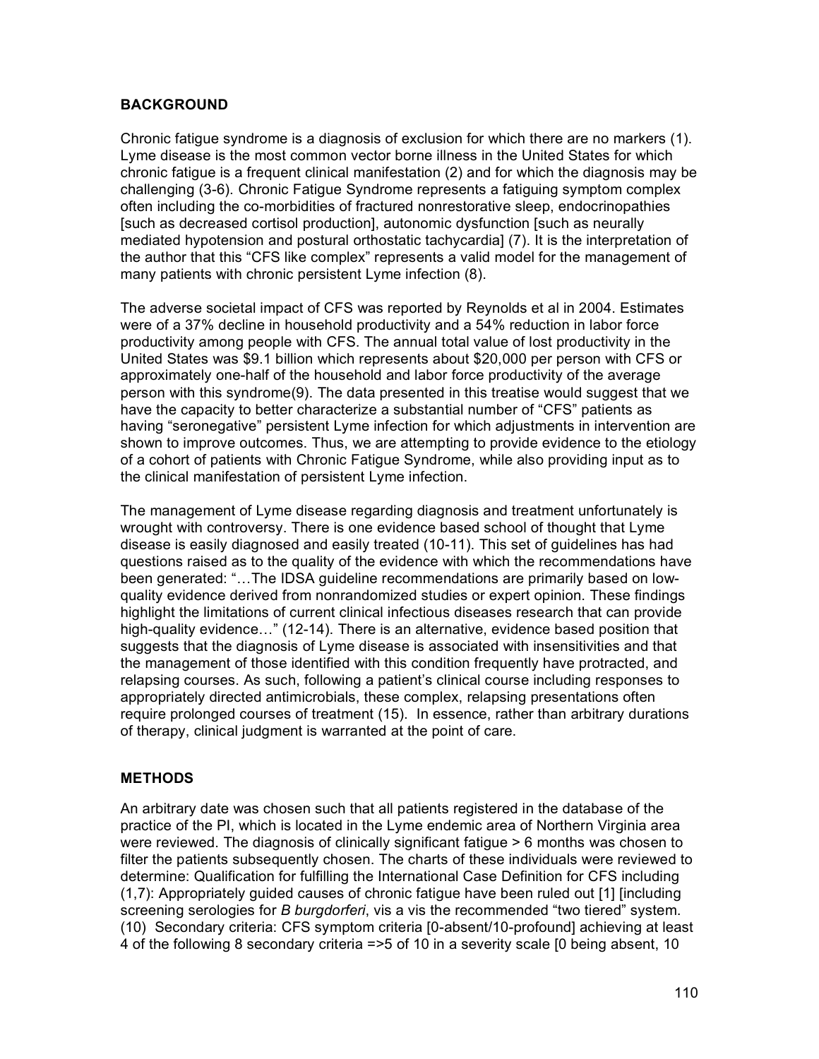## BACKGROUND

Chronic fatigue syndrome is a diagnosis of exclusion for which there are no markers (1). Lyme disease is the most common vector borne illness in the United States for which chronic fatigue is a frequent clinical manifestation (2) and for which the diagnosis may be challenging (3-6). Chronic Fatigue Syndrome represents a fatiguing symptom complex often including the co-morbidities of fractured nonrestorative sleep, endocrinopathies [such as decreased cortisol production], autonomic dysfunction [such as neurally mediated hypotension and postural orthostatic tachycardia] (7). It is the interpretation of the author that this "CFS like complex" represents a valid model for the management of many patients with chronic persistent Lyme infection (8).

The adverse societal impact of CFS was reported by Reynolds et al in 2004. Estimates were of a 37% decline in household productivity and a 54% reduction in labor force productivity among people with CFS. The annual total value of lost productivity in the United States was $9.1 billion which represents about $20,000 per person with CFS or approximately one-half of the household and labor force productivity of the average person with this syndrome(9). The data presented in this treatise would suggest that we have the capacity to better characterize a substantial number of "CFS" patients as having "seronegative" persistent Lyme infection for which adjustments in intervention are shown to improve outcomes. Thus, we are attempting to provide evidence to the etiology of a cohort of patients with Chronic Fatigue Syndrome, while also providing input as to the clinical manifestation of persistent Lyme infection.

The management of Lyme disease regarding diagnosis and treatment unfortunately is wrought with controversy. There is one evidence based school of thought that Lyme disease is easily diagnosed and easily treated (10-11). This set of guidelines has had questions raised as to the quality of the evidence with which the recommendations have been generated: "…The IDSA guideline recommendations are primarily based on low-quality evidence derived from nonrandomized studies or expert opinion. These findings highlight the limitations of current clinical infectious diseases research that can provide high-quality evidence…" (12-14). There is an alternative, evidence based position that suggests that the diagnosis of Lyme disease is associated with insensitivities and that the management of those identified with this condition frequently have protracted, and relapsing courses. As such, following a patient's clinical course including responses to appropriately directed antimicrobials, these complex, relapsing presentations often require prolonged courses of treatment (15). In essence, rather than arbitrary durations of therapy, clinical judgment is warranted at the point of care.

## METHODS

An arbitrary date was chosen such that all patients registered in the database of the practice of the PI, which is located in the Lyme endemic area of Northern Virginia area were reviewed. The diagnosis of clinically significant fatigue > 6 months was chosen to filter the patients subsequently chosen. The charts of these individuals were reviewed to determine: Qualification for fulfilling the International Case Definition for CFS including (1,7): Appropriately guided causes of chronic fatigue have been ruled out [1] [including screening serologies for *B burgdorferi*, vis a vis the recommended "two tiered" system. (10) Secondary criteria: CFS symptom criteria [0-absent/10-profound] achieving at least 4 of the following 8 secondary criteria =>5 of 10 in a severity scale [0 being absent, 10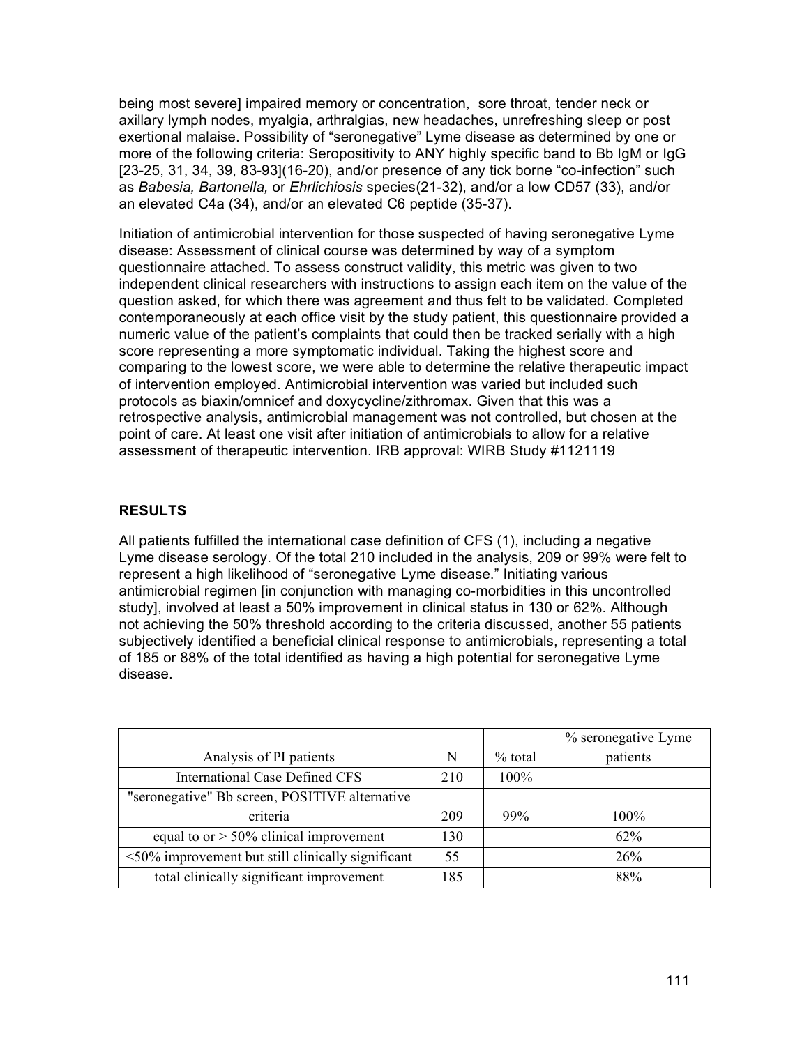being most severe] impaired memory or concentration, sore throat, tender neck or axillary lymph nodes, myalgia, arthralgias, new headaches, unrefreshing sleep or post exertional malaise. Possibility of "seronegative" Lyme disease as determined by one or more of the following criteria: Seropositivity to ANY highly specific band to Bb IgM or IgG [23-25, 31, 34, 39, 83-93](16-20), and/or presence of any tick borne "co-infection" such as *Babesia, Bartonella,* or *Ehrlichiosis* species(21-32), and/or a low CD57 (33), and/or an elevated C4a (34), and/or an elevated C6 peptide (35-37).

Initiation of antimicrobial intervention for those suspected of having seronegative Lyme disease: Assessment of clinical course was determined by way of a symptom questionnaire attached. To assess construct validity, this metric was given to two independent clinical researchers with instructions to assign each item on the value of the question asked, for which there was agreement and thus felt to be validated. Completed contemporaneously at each office visit by the study patient, this questionnaire provided a numeric value of the patient's complaints that could then be tracked serially with a high score representing a more symptomatic individual. Taking the highest score and comparing to the lowest score, we were able to determine the relative therapeutic impact of intervention employed. Antimicrobial intervention was varied but included such protocols as biaxin/omnicef and doxycycline/zithromax. Given that this was a retrospective analysis, antimicrobial management was not controlled, but chosen at the point of care. At least one visit after initiation of antimicrobials to allow for a relative assessment of therapeutic intervention. IRB approval: WIRB Study #1121119

## RESULTS

All patients fulfilled the international case definition of CFS (1), including a negative Lyme disease serology. Of the total 210 included in the analysis, 209 or 99% were felt to represent a high likelihood of "seronegative Lyme disease." Initiating various antimicrobial regimen [in conjunction with managing co-morbidities in this uncontrolled study], involved at least a 50% improvement in clinical status in 130 or 62%. Although not achieving the 50% threshold according to the criteria discussed, another 55 patients subjectively identified a beneficial clinical response to antimicrobials, representing a total of 185 or 88% of the total identified as having a high potential for seronegative Lyme disease.

| Analysis of PI patients | N | % total | % seronegative Lyme patients |
|---|---|---|---|
| International Case Defined CFS | 210 | 100% | |
| "seronegative" Bb screen, POSITIVE alternative criteria | 209 | 99% | 100% |
| equal to or > 50% clinical improvement | 130 | | 62% |
| <50% improvement but still clinically significant | 55 | | 26% |
| total clinically significant improvement | 185 | | 88% |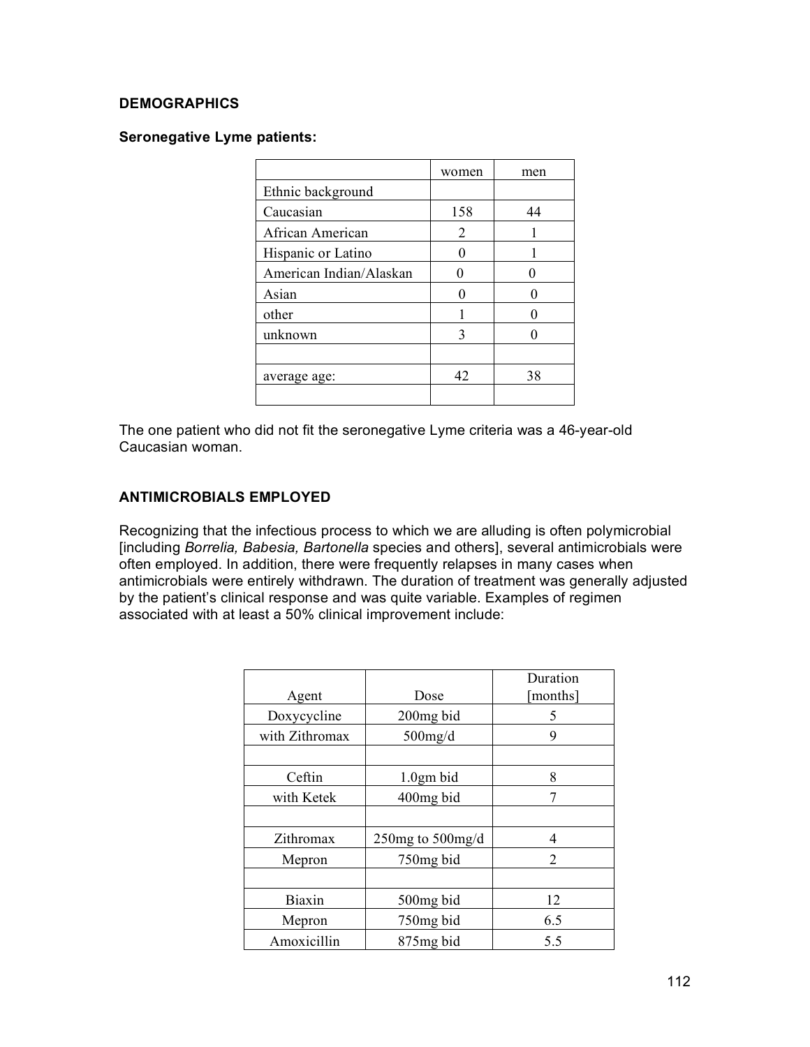**DEMOGRAPHICS**

**Seronegative Lyme patients:**

| | women | men |
|---|---|---|
| Ethnic background | | |
| Caucasian | 158 | 44 |
| African American | 2 | 1 |
| Hispanic or Latino | 0 | 1 |
| American Indian/Alaskan | 0 | 0 |
| Asian | 0 | 0 |
| other | 1 | 0 |
| unknown | 3 | 0 |
| | | |
| average age: | 42 | 38 |
| | | |

The one patient who did not fit the seronegative Lyme criteria was a 46-year-old Caucasian woman.

**ANTIMICROBIALS EMPLOYED**

Recognizing that the infectious process to which we are alluding is often polymicrobial [including *Borrelia, Babesia, Bartonella* species and others], several antimicrobials were often employed. In addition, there were frequently relapses in many cases when antimicrobials were entirely withdrawn. The duration of treatment was generally adjusted by the patient's clinical response and was quite variable. Examples of regimen associated with at least a 50% clinical improvement include:

| Agent | Dose | Duration [months] |
|---|---|---|
| Doxycycline | 200mg bid | 5 |
| with Zithromax | 500mg/d | 9 |
| | | |
| Ceftin | 1.0gm bid | 8 |
| with Ketek | 400mg bid | 7 |
| | | |
| Zithromax | 250mg to 500mg/d | 4 |
| Mepron | 750mg bid | 2 |
| | | |
| Biaxin | 500mg bid | 12 |
| Mepron | 750mg bid | 6.5 |
| Amoxicillin | 875mg bid | 5.5 |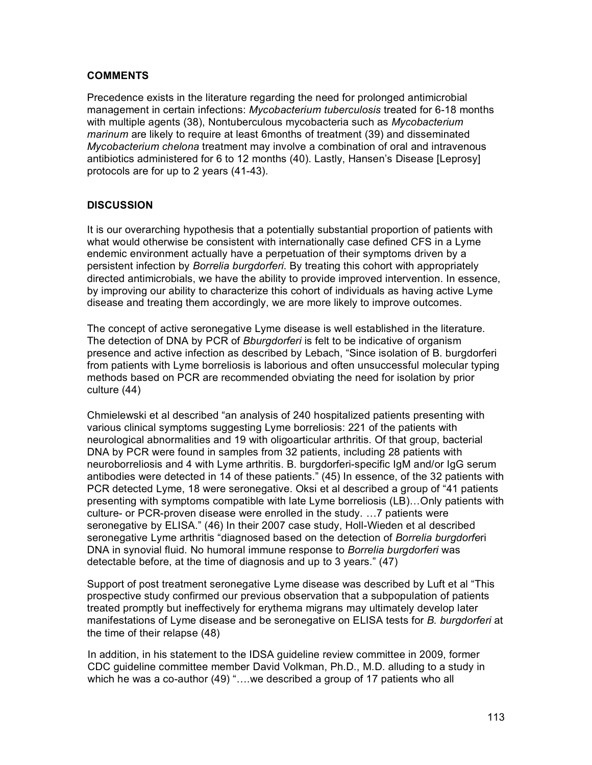## COMMENTS

Precedence exists in the literature regarding the need for prolonged antimicrobial management in certain infections: *Mycobacterium tuberculosis* treated for 6-18 months with multiple agents (38), Nontuberculous mycobacteria such as *Mycobacterium marinum* are likely to require at least 6months of treatment (39) and disseminated *Mycobacterium chelona* treatment may involve a combination of oral and intravenous antibiotics administered for 6 to 12 months (40). Lastly, Hansen's Disease [Leprosy] protocols are for up to 2 years (41-43).

## DISCUSSION

It is our overarching hypothesis that a potentially substantial proportion of patients with what would otherwise be consistent with internationally case defined CFS in a Lyme endemic environment actually have a perpetuation of their symptoms driven by a persistent infection by *Borrelia burgdorferi*. By treating this cohort with appropriately directed antimicrobials, we have the ability to provide improved intervention. In essence, by improving our ability to characterize this cohort of individuals as having active Lyme disease and treating them accordingly, we are more likely to improve outcomes.

The concept of active seronegative Lyme disease is well established in the literature. The detection of DNA by PCR of *Bburgdorferi* is felt to be indicative of organism presence and active infection as described by Lebach, "Since isolation of B. burgdorferi from patients with Lyme borreliosis is laborious and often unsuccessful molecular typing methods based on PCR are recommended obviating the need for isolation by prior culture (44)

Chmielewski et al described "an analysis of 240 hospitalized patients presenting with various clinical symptoms suggesting Lyme borreliosis: 221 of the patients with neurological abnormalities and 19 with oligoarticular arthritis. Of that group, bacterial DNA by PCR were found in samples from 32 patients, including 28 patients with neuroborreliosis and 4 with Lyme arthritis. B. burgdorferi-specific IgM and/or IgG serum antibodies were detected in 14 of these patients." (45) In essence, of the 32 patients with PCR detected Lyme, 18 were seronegative. Oksi et al described a group of "41 patients presenting with symptoms compatible with late Lyme borreliosis (LB)…Only patients with culture- or PCR-proven disease were enrolled in the study. …7 patients were seronegative by ELISA." (46) In their 2007 case study, Holl-Wieden et al described seronegative Lyme arthritis "diagnosed based on the detection of *Borrelia burgdorferi* DNA in synovial fluid. No humoral immune response to *Borrelia burgdorferi* was detectable before, at the time of diagnosis and up to 3 years." (47)

Support of post treatment seronegative Lyme disease was described by Luft et al "This prospective study confirmed our previous observation that a subpopulation of patients treated promptly but ineffectively for erythema migrans may ultimately develop later manifestations of Lyme disease and be seronegative on ELISA tests for *B. burgdorferi* at the time of their relapse (48)

In addition, in his statement to the IDSA guideline review committee in 2009, former CDC guideline committee member David Volkman, Ph.D., M.D. alluding to a study in which he was a co-author (49) "….we described a group of 17 patients who all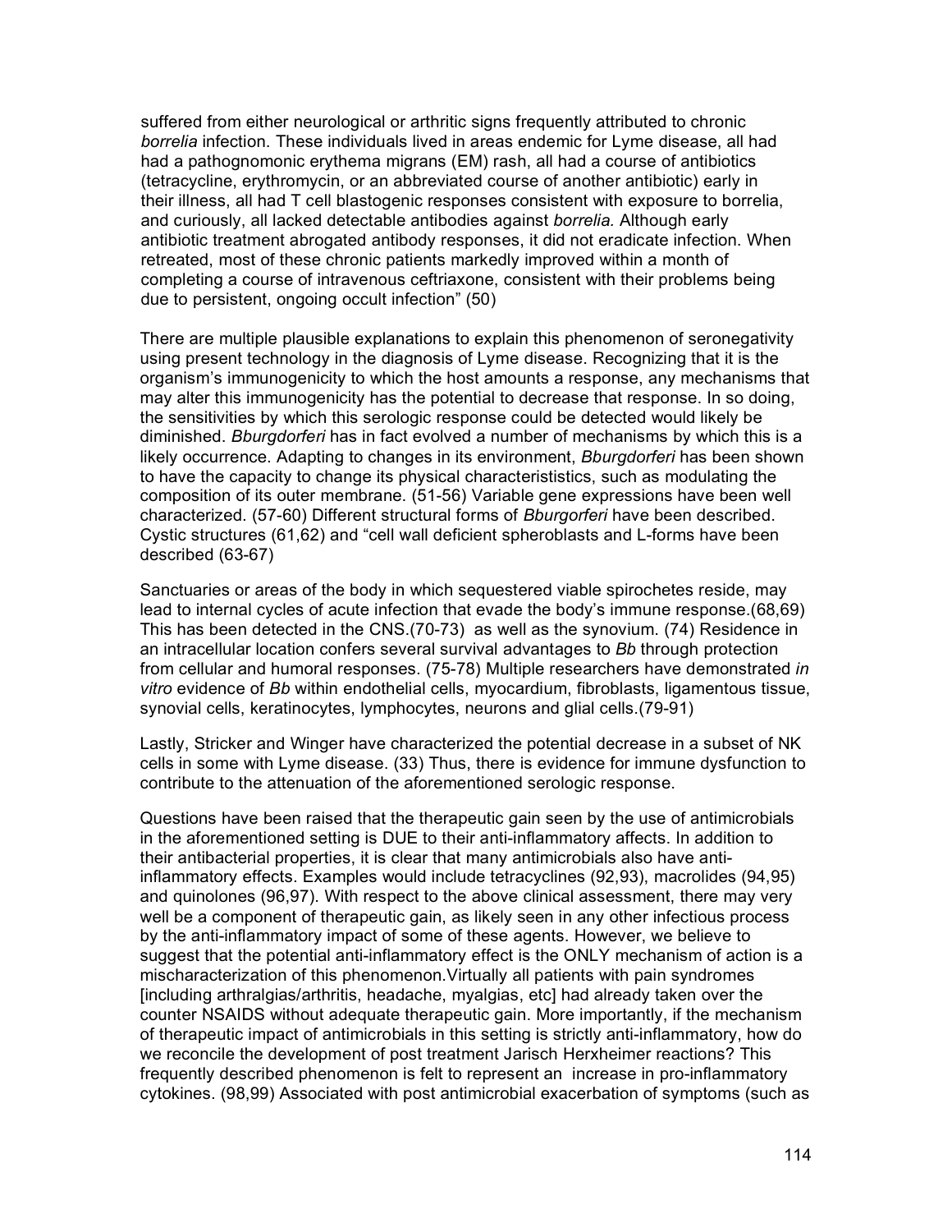suffered from either neurological or arthritic signs frequently attributed to chronic *borrelia* infection. These individuals lived in areas endemic for Lyme disease, all had had a pathognomonic erythema migrans (EM) rash, all had a course of antibiotics (tetracycline, erythromycin, or an abbreviated course of another antibiotic) early in their illness, all had T cell blastogenic responses consistent with exposure to borrelia, and curiously, all lacked detectable antibodies against *borrelia.* Although early antibiotic treatment abrogated antibody responses, it did not eradicate infection. When retreated, most of these chronic patients markedly improved within a month of completing a course of intravenous ceftriaxone, consistent with their problems being due to persistent, ongoing occult infection" (50)

There are multiple plausible explanations to explain this phenomenon of seronegativity using present technology in the diagnosis of Lyme disease. Recognizing that it is the organism's immunogenicity to which the host amounts a response, any mechanisms that may alter this immunogenicity has the potential to decrease that response. In so doing, the sensitivities by which this serologic response could be detected would likely be diminished. *Bburgdorferi* has in fact evolved a number of mechanisms by which this is a likely occurrence. Adapting to changes in its environment, *Bburgdorferi* has been shown to have the capacity to change its physical characterististics, such as modulating the composition of its outer membrane. (51-56) Variable gene expressions have been well characterized. (57-60) Different structural forms of *Bburgorferi* have been described. Cystic structures (61,62) and "cell wall deficient spheroblasts and L-forms have been described (63-67)

Sanctuaries or areas of the body in which sequestered viable spirochetes reside, may lead to internal cycles of acute infection that evade the body's immune response.(68,69) This has been detected in the CNS.(70-73) as well as the synovium. (74) Residence in an intracellular location confers several survival advantages to *Bb* through protection from cellular and humoral responses. (75-78) Multiple researchers have demonstrated *in vitro* evidence of *Bb* within endothelial cells, myocardium, fibroblasts, ligamentous tissue, synovial cells, keratinocytes, lymphocytes, neurons and glial cells.(79-91)

Lastly, Stricker and Winger have characterized the potential decrease in a subset of NK cells in some with Lyme disease. (33) Thus, there is evidence for immune dysfunction to contribute to the attenuation of the aforementioned serologic response.

Questions have been raised that the therapeutic gain seen by the use of antimicrobials in the aforementioned setting is DUE to their anti-inflammatory affects. In addition to their antibacterial properties, it is clear that many antimicrobials also have anti-inflammatory effects. Examples would include tetracyclines (92,93), macrolides (94,95) and quinolones (96,97). With respect to the above clinical assessment, there may very well be a component of therapeutic gain, as likely seen in any other infectious process by the anti-inflammatory impact of some of these agents. However, we believe to suggest that the potential anti-inflammatory effect is the ONLY mechanism of action is a mischaracterization of this phenomenon.Virtually all patients with pain syndromes [including arthralgias/arthritis, headache, myalgias, etc] had already taken over the counter NSAIDS without adequate therapeutic gain. More importantly, if the mechanism of therapeutic impact of antimicrobials in this setting is strictly anti-inflammatory, how do we reconcile the development of post treatment Jarisch Herxheimer reactions? This frequently described phenomenon is felt to represent an increase in pro-inflammatory cytokines. (98,99) Associated with post antimicrobial exacerbation of symptoms (such as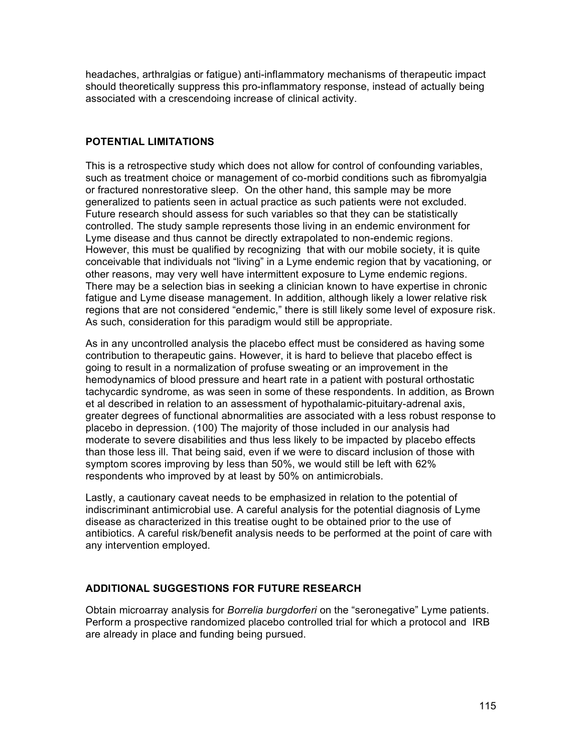headaches, arthralgias or fatigue) anti-inflammatory mechanisms of therapeutic impact should theoretically suppress this pro-inflammatory response, instead of actually being associated with a crescendoing increase of clinical activity.

## POTENTIAL LIMITATIONS

This is a retrospective study which does not allow for control of confounding variables, such as treatment choice or management of co-morbid conditions such as fibromyalgia or fractured nonrestorative sleep. On the other hand, this sample may be more generalized to patients seen in actual practice as such patients were not excluded. Future research should assess for such variables so that they can be statistically controlled. The study sample represents those living in an endemic environment for Lyme disease and thus cannot be directly extrapolated to non-endemic regions. However, this must be qualified by recognizing that with our mobile society, it is quite conceivable that individuals not "living" in a Lyme endemic region that by vacationing, or other reasons, may very well have intermittent exposure to Lyme endemic regions. There may be a selection bias in seeking a clinician known to have expertise in chronic fatigue and Lyme disease management. In addition, although likely a lower relative risk regions that are not considered "endemic," there is still likely some level of exposure risk. As such, consideration for this paradigm would still be appropriate.

As in any uncontrolled analysis the placebo effect must be considered as having some contribution to therapeutic gains. However, it is hard to believe that placebo effect is going to result in a normalization of profuse sweating or an improvement in the hemodynamics of blood pressure and heart rate in a patient with postural orthostatic tachycardic syndrome, as was seen in some of these respondents. In addition, as Brown et al described in relation to an assessment of hypothalamic-pituitary-adrenal axis, greater degrees of functional abnormalities are associated with a less robust response to placebo in depression. (100) The majority of those included in our analysis had moderate to severe disabilities and thus less likely to be impacted by placebo effects than those less ill. That being said, even if we were to discard inclusion of those with symptom scores improving by less than 50%, we would still be left with 62% respondents who improved by at least by 50% on antimicrobials.

Lastly, a cautionary caveat needs to be emphasized in relation to the potential of indiscriminant antimicrobial use. A careful analysis for the potential diagnosis of Lyme disease as characterized in this treatise ought to be obtained prior to the use of antibiotics. A careful risk/benefit analysis needs to be performed at the point of care with any intervention employed.

## ADDITIONAL SUGGESTIONS FOR FUTURE RESEARCH

Obtain microarray analysis for *Borrelia burgdorferi* on the "seronegative" Lyme patients. Perform a prospective randomized placebo controlled trial for which a protocol and IRB are already in place and funding being pursued.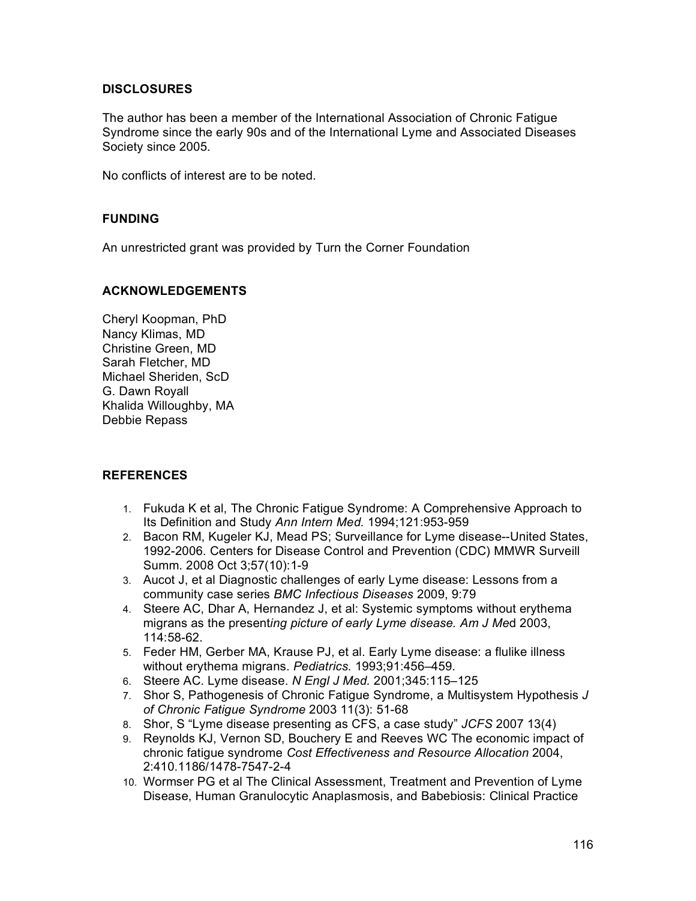## DISCLOSURES

The author has been a member of the International Association of Chronic Fatigue Syndrome since the early 90s and of the International Lyme and Associated Diseases Society since 2005.

No conflicts of interest are to be noted.

## FUNDING

An unrestricted grant was provided by Turn the Corner Foundation

## ACKNOWLEDGEMENTS

Cheryl Koopman, PhD
Nancy Klimas, MD
Christine Green, MD
Sarah Fletcher, MD
Michael Sheriden, ScD
G. Dawn Royall
Khalida Willoughby, MA
Debbie Repass

## REFERENCES

1. Fukuda K et al, The Chronic Fatigue Syndrome: A Comprehensive Approach to Its Definition and Study *Ann Intern Med.* 1994;121:953-959
2. Bacon RM, Kugeler KJ, Mead PS; Surveillance for Lyme disease--United States, 1992-2006. Centers for Disease Control and Prevention (CDC) MMWR Surveill Summ. 2008 Oct 3;57(10):1-9
3. Aucot J, et al Diagnostic challenges of early Lyme disease: Lessons from a community case series *BMC Infectious Diseases* 2009, 9:79
4. Steere AC, Dhar A, Hernandez J, et al: Systemic symptoms without erythema migrans as the present*ing picture of early Lyme disease. Am J Me*d 2003, 114:58-62.
5. Feder HM, Gerber MA, Krause PJ, et al. Early Lyme disease: a flulike illness without erythema migrans. *Pediatrics.* 1993;91:456–459.
6. Steere AC. Lyme disease. *N Engl J Med.* 2001;345:115–125
7. Shor S, Pathogenesis of Chronic Fatigue Syndrome, a Multisystem Hypothesis *J of Chronic Fatigue Syndrome* 2003 11(3): 51-68
8. Shor, S "Lyme disease presenting as CFS, a case study" *JCFS* 2007 13(4)
9. Reynolds KJ, Vernon SD, Bouchery E and Reeves WC The economic impact of chronic fatigue syndrome *Cost Effectiveness and Resource Allocation* 2004, 2:410.1186/1478-7547-2-4
10. Wormser PG et al The Clinical Assessment, Treatment and Prevention of Lyme Disease, Human Granulocytic Anaplasmosis, and Babebiosis: Clinical Practice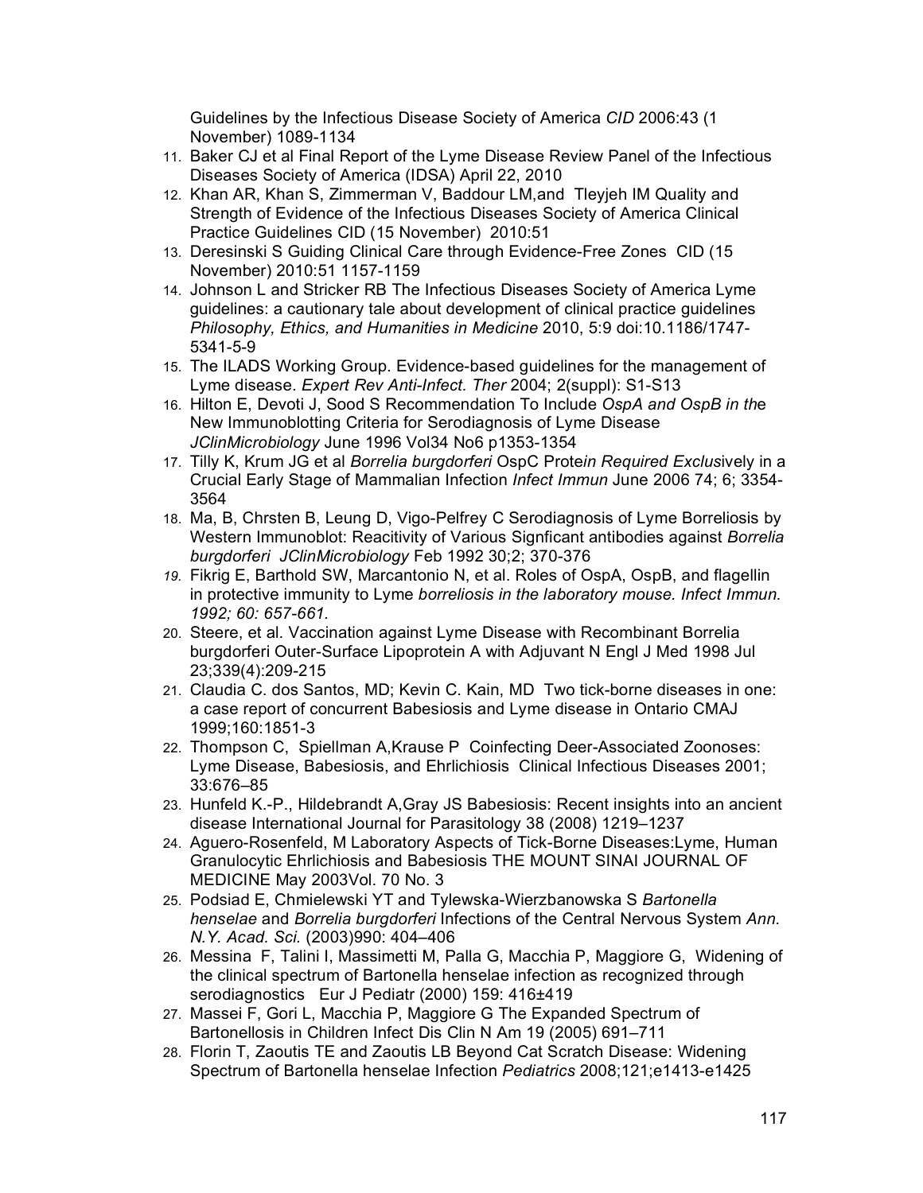Guidelines by the Infectious Disease Society of America *CID* 2006:43 (1 November) 1089-1134

11. Baker CJ et al Final Report of the Lyme Disease Review Panel of the Infectious Diseases Society of America (IDSA) April 22, 2010
12. Khan AR, Khan S, Zimmerman V, Baddour LM,and Tleyjeh IM Quality and Strength of Evidence of the Infectious Diseases Society of America Clinical Practice Guidelines CID (15 November) 2010:51
13. Deresinski S Guiding Clinical Care through Evidence-Free Zones CID (15 November) 2010:51 1157-1159
14. Johnson L and Stricker RB The Infectious Diseases Society of America Lyme guidelines: a cautionary tale about development of clinical practice guidelines *Philosophy, Ethics, and Humanities in Medicine* 2010, 5:9 doi:10.1186/1747-5341-5-9
15. The ILADS Working Group. Evidence-based guidelines for the management of Lyme disease. *Expert Rev Anti-Infect. Ther* 2004; 2(suppl): S1-S13
16. Hilton E, Devoti J, Sood S Recommendation To Include *OspA and OspB in th*e New Immunoblotting Criteria for Serodiagnosis of Lyme Disease *JClinMicrobiology* June 1996 Vol34 No6 p1353-1354
17. Tilly K, Krum JG et al *Borrelia burgdorferi* OspC Prote*in Required Exclus*ively in a Crucial Early Stage of Mammalian Infection *Infect Immun* June 2006 74; 6; 3354-3564
18. Ma, B, Chrsten B, Leung D, Vigo-Pelfrey C Serodiagnosis of Lyme Borreliosis by Western Immunoblot: Reacitivity of Various Signficant antibodies against *Borrelia burgdorferi JClinMicrobiology* Feb 1992 30;2; 370-376
19. Fikrig E, Barthold SW, Marcantonio N, et al. Roles of OspA, OspB, and flagellin in protective immunity to Lyme *borreliosis in the laboratory mouse. Infect Immun. 1992; 60: 657-661.*
20. Steere, et al. Vaccination against Lyme Disease with Recombinant Borrelia burgdorferi Outer-Surface Lipoprotein A with Adjuvant N Engl J Med 1998 Jul 23;339(4):209-215
21. Claudia C. dos Santos, MD; Kevin C. Kain, MD Two tick-borne diseases in one: a case report of concurrent Babesiosis and Lyme disease in Ontario CMAJ 1999;160:1851-3
22. Thompson C, Spiellman A,Krause P Coinfecting Deer-Associated Zoonoses: Lyme Disease, Babesiosis, and Ehrlichiosis Clinical Infectious Diseases 2001; 33:676–85
23. Hunfeld K.-P., Hildebrandt A,Gray JS Babesiosis: Recent insights into an ancient disease International Journal for Parasitology 38 (2008) 1219–1237
24. Aguero-Rosenfeld, M Laboratory Aspects of Tick-Borne Diseases:Lyme, Human Granulocytic Ehrlichiosis and Babesiosis THE MOUNT SINAI JOURNAL OF MEDICINE May 2003Vol. 70 No. 3
25. Podsiad E, Chmielewski YT and Tylewska-Wierzbanowska S *Bartonella henselae* and *Borrelia burgdorferi* Infections of the Central Nervous System *Ann. N.Y. Acad. Sci.* (2003)990: 404–406
26. Messina F, Talini I, Massimetti M, Palla G, Macchia P, Maggiore G, Widening of the clinical spectrum of Bartonella henselae infection as recognized through serodiagnostics Eur J Pediatr (2000) 159: 416±419
27. Massei F, Gori L, Macchia P, Maggiore G The Expanded Spectrum of Bartonellosis in Children Infect Dis Clin N Am 19 (2005) 691–711
28. Florin T, Zaoutis TE and Zaoutis LB Beyond Cat Scratch Disease: Widening Spectrum of Bartonella henselae Infection *Pediatrics* 2008;121;e1413-e1425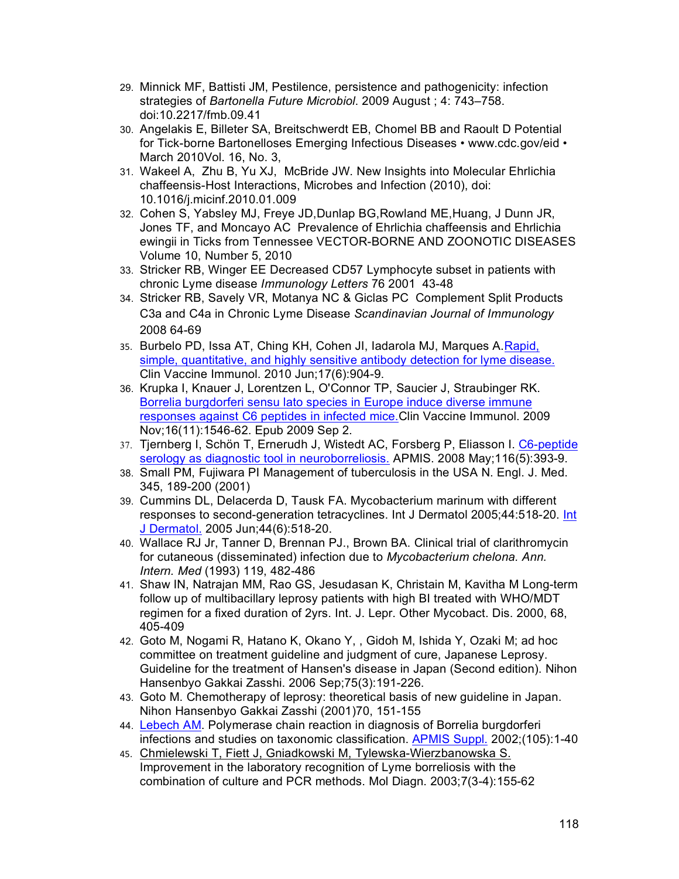29. Minnick MF, Battisti JM, Pestilence, persistence and pathogenicity: infection strategies of *Bartonella Future Microbiol*. 2009 August ; 4: 743–758. doi:10.2217/fmb.09.41
30. Angelakis E, Billeter SA, Breitschwerdt EB, Chomel BB and Raoult D Potential for Tick-borne Bartonelloses Emerging Infectious Diseases • www.cdc.gov/eid • March 2010Vol. 16, No. 3,
31. Wakeel A, Zhu B, Yu XJ, McBride JW. New Insights into Molecular Ehrlichia chaffeensis-Host Interactions, Microbes and Infection (2010), doi: 10.1016/j.micinf.2010.01.009
32. Cohen S, Yabsley MJ, Freye JD,Dunlap BG,Rowland ME,Huang, J Dunn JR, Jones TF, and Moncayo AC Prevalence of Ehrlichia chaffeensis and Ehrlichia ewingii in Ticks from Tennessee VECTOR-BORNE AND ZOONOTIC DISEASES Volume 10, Number 5, 2010
33. Stricker RB, Winger EE Decreased CD57 Lymphocyte subset in patients with chronic Lyme disease *Immunology Letters* 76 2001 43-48
34. Stricker RB, Savely VR, Motanya NC & Giclas PC Complement Split Products C3a and C4a in Chronic Lyme Disease *Scandinavian Journal of Immunology* 2008 64-69
35. Burbelo PD, Issa AT, Ching KH, Cohen JI, Iadarola MJ, Marques A.Rapid, simple, quantitative, and highly sensitive antibody detection for lyme disease. Clin Vaccine Immunol. 2010 Jun;17(6):904-9.
36. Krupka I, Knauer J, Lorentzen L, O'Connor TP, Saucier J, Straubinger RK. Borrelia burgdorferi sensu lato species in Europe induce diverse immune responses against C6 peptides in infected mice.Clin Vaccine Immunol. 2009 Nov;16(11):1546-62. Epub 2009 Sep 2.
37. Tjernberg I, Schön T, Ernerudh J, Wistedt AC, Forsberg P, Eliasson I. C6-peptide serology as diagnostic tool in neuroborreliosis. APMIS. 2008 May;116(5):393-9.
38. Small PM, Fujiwara PI Management of tuberculosis in the USA N. Engl. J. Med. 345, 189-200 (2001)
39. Cummins DL, Delacerda D, Tausk FA. Mycobacterium marinum with different responses to second-generation tetracyclines. Int J Dermatol 2005;44:518-20. Int J Dermatol. 2005 Jun;44(6):518-20.
40. Wallace RJ Jr, Tanner D, Brennan PJ., Brown BA. Clinical trial of clarithromycin for cutaneous (disseminated) infection due to *Mycobacterium chelona. Ann. Intern. Med* (1993) 119, 482-486
41. Shaw IN, Natrajan MM, Rao GS, Jesudasan K, Christain M, Kavitha M Long-term follow up of multibacillary leprosy patients with high BI treated with WHO/MDT regimen for a fixed duration of 2yrs. Int. J. Lepr. Other Mycobact. Dis. 2000, 68, 405-409
42. Goto M, Nogami R, Hatano K, Okano Y, , Gidoh M, Ishida Y, Ozaki M; ad hoc committee on treatment guideline and judgment of cure, Japanese Leprosy. Guideline for the treatment of Hansen's disease in Japan (Second edition). Nihon Hansenbyo Gakkai Zasshi. 2006 Sep;75(3):191-226.
43. Goto M. Chemotherapy of leprosy: theoretical basis of new guideline in Japan. Nihon Hansenbyo Gakkai Zasshi (2001)70, 151-155
44. Lebech AM. Polymerase chain reaction in diagnosis of Borrelia burgdorferi infections and studies on taxonomic classification. APMIS Suppl. 2002;(105):1-40
45. Chmielewski T, Fiett J, Gniadkowski M, Tylewska-Wierzbanowska S. Improvement in the laboratory recognition of Lyme borreliosis with the combination of culture and PCR methods. Mol Diagn. 2003;7(3-4):155-62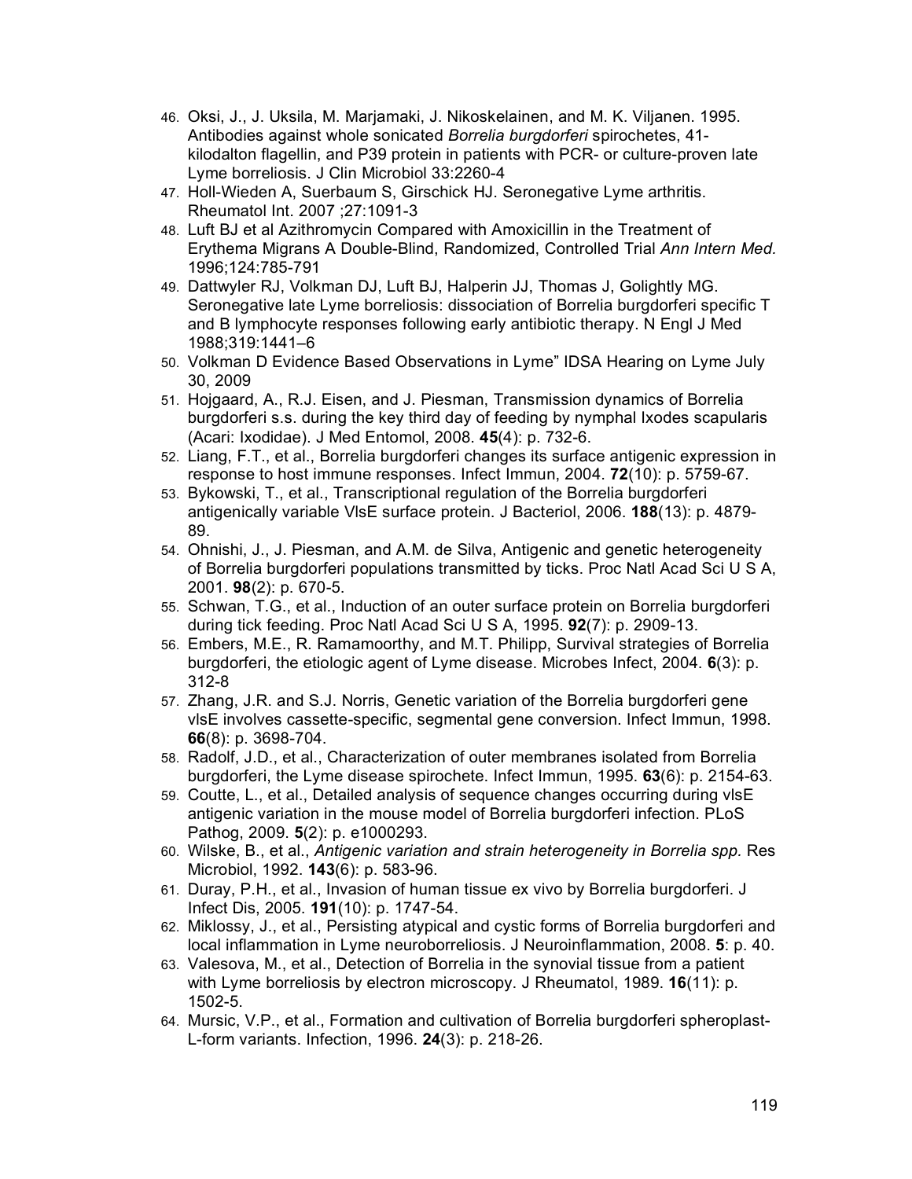46. Oksi, J., J. Uksila, M. Marjamaki, J. Nikoskelainen, and M. K. Viljanen. 1995. Antibodies against whole sonicated *Borrelia burgdorferi* spirochetes, 41-kilodalton flagellin, and P39 protein in patients with PCR- or culture-proven late Lyme borreliosis. J Clin Microbiol 33:2260-4
47. Holl-Wieden A, Suerbaum S, Girschick HJ. Seronegative Lyme arthritis. Rheumatol Int. 2007 ;27:1091-3
48. Luft BJ et al Azithromycin Compared with Amoxicillin in the Treatment of Erythema Migrans A Double-Blind, Randomized, Controlled Trial *Ann Intern Med.* 1996;124:785-791
49. Dattwyler RJ, Volkman DJ, Luft BJ, Halperin JJ, Thomas J, Golightly MG. Seronegative late Lyme borreliosis: dissociation of Borrelia burgdorferi specific T and B lymphocyte responses following early antibiotic therapy. N Engl J Med 1988;319:1441–6
50. Volkman D Evidence Based Observations in Lyme" IDSA Hearing on Lyme July 30, 2009
51. Hojgaard, A., R.J. Eisen, and J. Piesman, Transmission dynamics of Borrelia burgdorferi s.s. during the key third day of feeding by nymphal Ixodes scapularis (Acari: Ixodidae). J Med Entomol, 2008. **45**(4): p. 732-6.
52. Liang, F.T., et al., Borrelia burgdorferi changes its surface antigenic expression in response to host immune responses. Infect Immun, 2004. **72**(10): p. 5759-67.
53. Bykowski, T., et al., Transcriptional regulation of the Borrelia burgdorferi antigenically variable VlsE surface protein. J Bacteriol, 2006. **188**(13): p. 4879-89.
54. Ohnishi, J., J. Piesman, and A.M. de Silva, Antigenic and genetic heterogeneity of Borrelia burgdorferi populations transmitted by ticks. Proc Natl Acad Sci U S A, 2001. **98**(2): p. 670-5.
55. Schwan, T.G., et al., Induction of an outer surface protein on Borrelia burgdorferi during tick feeding. Proc Natl Acad Sci U S A, 1995. **92**(7): p. 2909-13.
56. Embers, M.E., R. Ramamoorthy, and M.T. Philipp, Survival strategies of Borrelia burgdorferi, the etiologic agent of Lyme disease. Microbes Infect, 2004. **6**(3): p. 312-8
57. Zhang, J.R. and S.J. Norris, Genetic variation of the Borrelia burgdorferi gene vlsE involves cassette-specific, segmental gene conversion. Infect Immun, 1998. **66**(8): p. 3698-704.
58. Radolf, J.D., et al., Characterization of outer membranes isolated from Borrelia burgdorferi, the Lyme disease spirochete. Infect Immun, 1995. **63**(6): p. 2154-63.
59. Coutte, L., et al., Detailed analysis of sequence changes occurring during vlsE antigenic variation in the mouse model of Borrelia burgdorferi infection. PLoS Pathog, 2009. **5**(2): p. e1000293.
60. Wilske, B., et al., *Antigenic variation and strain heterogeneity in Borrelia spp.* Res Microbiol, 1992. **143**(6): p. 583-96.
61. Duray, P.H., et al., Invasion of human tissue ex vivo by Borrelia burgdorferi. J Infect Dis, 2005. **191**(10): p. 1747-54.
62. Miklossy, J., et al., Persisting atypical and cystic forms of Borrelia burgdorferi and local inflammation in Lyme neuroborreliosis. J Neuroinflammation, 2008. **5**: p. 40.
63. Valesova, M., et al., Detection of Borrelia in the synovial tissue from a patient with Lyme borreliosis by electron microscopy. J Rheumatol, 1989. **16**(11): p. 1502-5.
64. Mursic, V.P., et al., Formation and cultivation of Borrelia burgdorferi spheroplast-L-form variants. Infection, 1996. **24**(3): p. 218-26.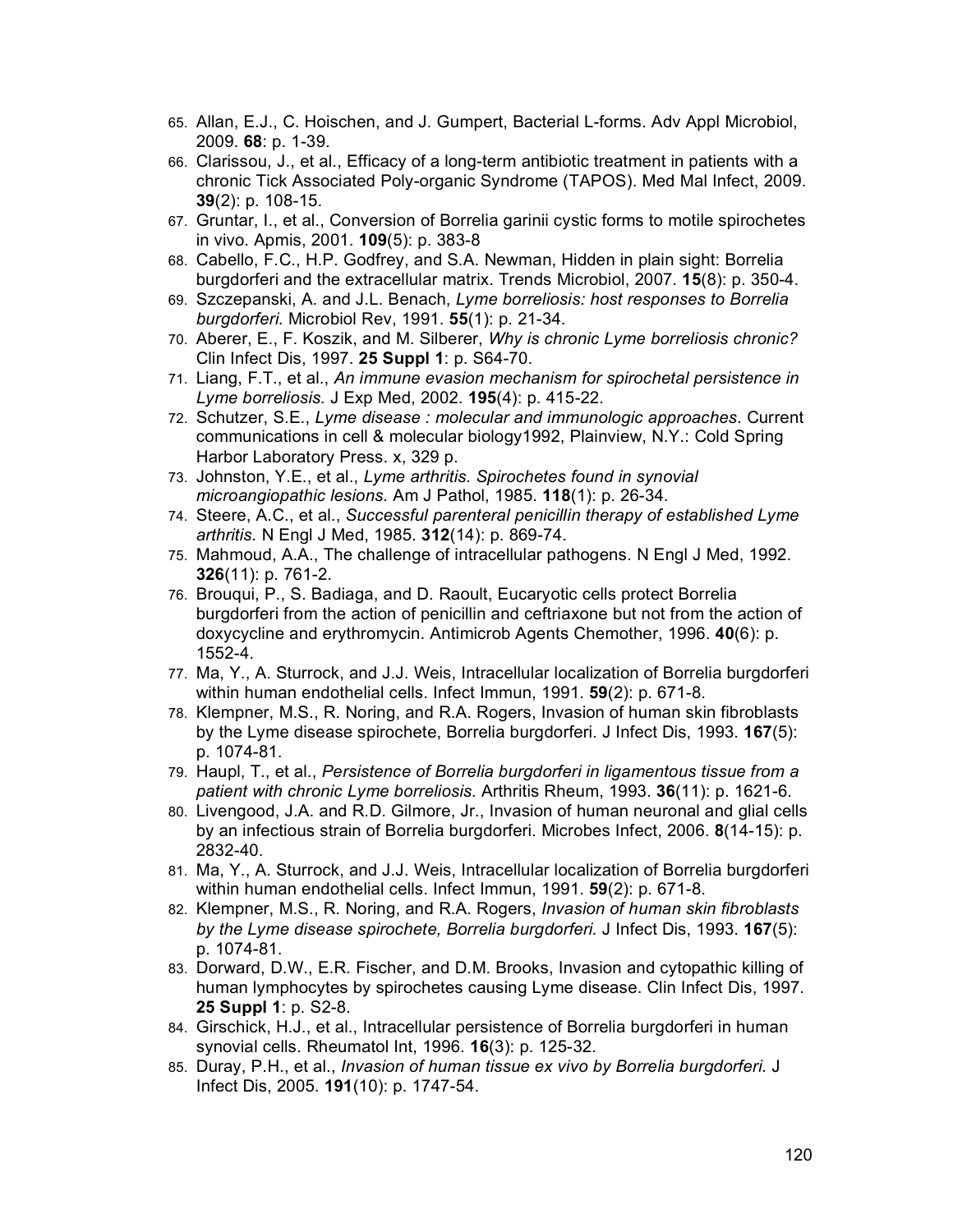65. Allan, E.J., C. Hoischen, and J. Gumpert, Bacterial L-forms. Adv Appl Microbiol, 2009. **68**: p. 1-39.
66. Clarissou, J., et al., Efficacy of a long-term antibiotic treatment in patients with a chronic Tick Associated Poly-organic Syndrome (TAPOS). Med Mal Infect, 2009. **39**(2): p. 108-15.
67. Gruntar, I., et al., Conversion of Borrelia garinii cystic forms to motile spirochetes in vivo. Apmis, 2001. **109**(5): p. 383-8
68. Cabello, F.C., H.P. Godfrey, and S.A. Newman, Hidden in plain sight: Borrelia burgdorferi and the extracellular matrix. Trends Microbiol, 2007. **15**(8): p. 350-4.
69. Szczepanski, A. and J.L. Benach, *Lyme borreliosis: host responses to Borrelia burgdorferi.* Microbiol Rev, 1991. **55**(1): p. 21-34.
70. Aberer, E., F. Koszik, and M. Silberer, *Why is chronic Lyme borreliosis chronic?* Clin Infect Dis, 1997. **25 Suppl 1**: p. S64-70.
71. Liang, F.T., et al., *An immune evasion mechanism for spirochetal persistence in Lyme borreliosis.* J Exp Med, 2002. **195**(4): p. 415-22.
72. Schutzer, S.E., *Lyme disease : molecular and immunologic approaches*. Current communications in cell & molecular biology1992, Plainview, N.Y.: Cold Spring Harbor Laboratory Press. x, 329 p.
73. Johnston, Y.E., et al., *Lyme arthritis. Spirochetes found in synovial microangiopathic lesions.* Am J Pathol, 1985. **118**(1): p. 26-34.
74. Steere, A.C., et al., *Successful parenteral penicillin therapy of established Lyme arthritis.* N Engl J Med, 1985. **312**(14): p. 869-74.
75. Mahmoud, A.A., The challenge of intracellular pathogens. N Engl J Med, 1992. **326**(11): p. 761-2.
76. Brouqui, P., S. Badiaga, and D. Raoult, Eucaryotic cells protect Borrelia burgdorferi from the action of penicillin and ceftriaxone but not from the action of doxycycline and erythromycin. Antimicrob Agents Chemother, 1996. **40**(6): p. 1552-4.
77. Ma, Y., A. Sturrock, and J.J. Weis, Intracellular localization of Borrelia burgdorferi within human endothelial cells. Infect Immun, 1991. **59**(2): p. 671-8.
78. Klempner, M.S., R. Noring, and R.A. Rogers, Invasion of human skin fibroblasts by the Lyme disease spirochete, Borrelia burgdorferi. J Infect Dis, 1993. **167**(5): p. 1074-81.
79. Haupl, T., et al., *Persistence of Borrelia burgdorferi in ligamentous tissue from a patient with chronic Lyme borreliosis.* Arthritis Rheum, 1993. **36**(11): p. 1621-6.
80. Livengood, J.A. and R.D. Gilmore, Jr., Invasion of human neuronal and glial cells by an infectious strain of Borrelia burgdorferi. Microbes Infect, 2006. **8**(14-15): p. 2832-40.
81. Ma, Y., A. Sturrock, and J.J. Weis, Intracellular localization of Borrelia burgdorferi within human endothelial cells. Infect Immun, 1991. **59**(2): p. 671-8.
82. Klempner, M.S., R. Noring, and R.A. Rogers, *Invasion of human skin fibroblasts by the Lyme disease spirochete, Borrelia burgdorferi.* J Infect Dis, 1993. **167**(5): p. 1074-81.
83. Dorward, D.W., E.R. Fischer, and D.M. Brooks, Invasion and cytopathic killing of human lymphocytes by spirochetes causing Lyme disease. Clin Infect Dis, 1997. **25 Suppl 1**: p. S2-8.
84. Girschick, H.J., et al., Intracellular persistence of Borrelia burgdorferi in human synovial cells. Rheumatol Int, 1996. **16**(3): p. 125-32.
85. Duray, P.H., et al., *Invasion of human tissue ex vivo by Borrelia burgdorferi.* J Infect Dis, 2005. **191**(10): p. 1747-54.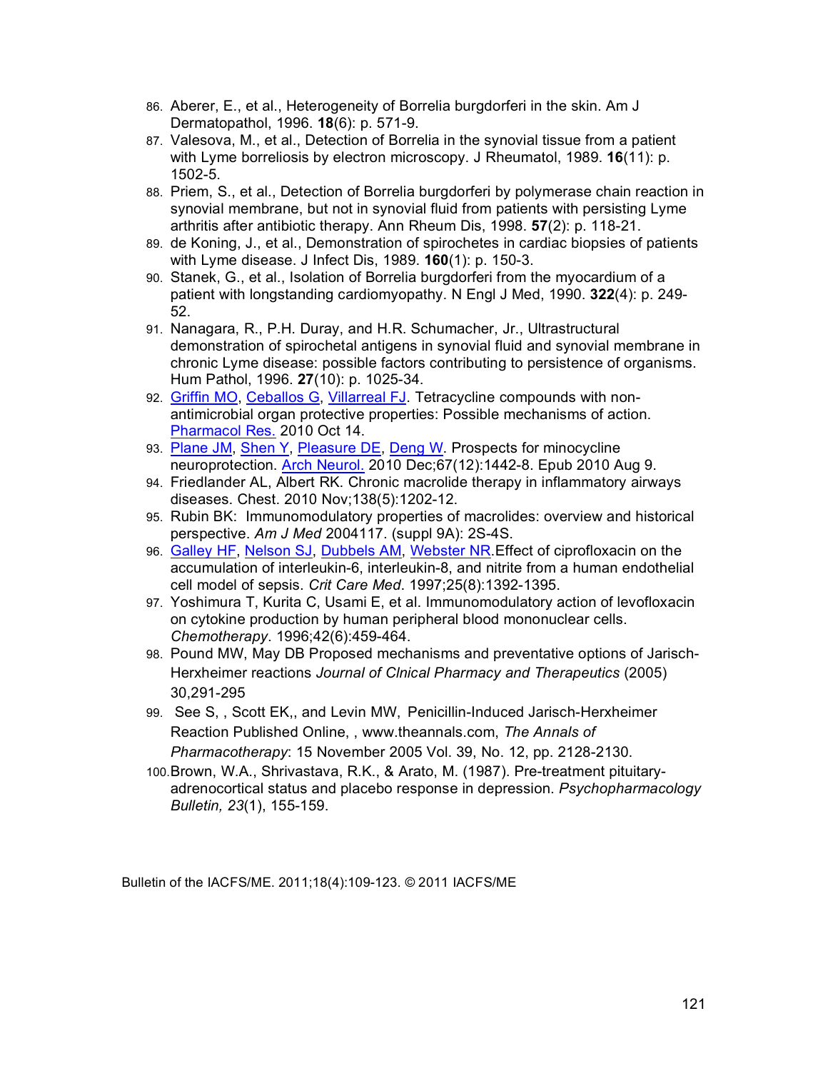86. Aberer, E., et al., Heterogeneity of Borrelia burgdorferi in the skin. Am J Dermatopathol, 1996. **18**(6): p. 571-9.
87. Valesova, M., et al., Detection of Borrelia in the synovial tissue from a patient with Lyme borreliosis by electron microscopy. J Rheumatol, 1989. **16**(11): p. 1502-5.
88. Priem, S., et al., Detection of Borrelia burgdorferi by polymerase chain reaction in synovial membrane, but not in synovial fluid from patients with persisting Lyme arthritis after antibiotic therapy. Ann Rheum Dis, 1998. **57**(2): p. 118-21.
89. de Koning, J., et al., Demonstration of spirochetes in cardiac biopsies of patients with Lyme disease. J Infect Dis, 1989. **160**(1): p. 150-3.
90. Stanek, G., et al., Isolation of Borrelia burgdorferi from the myocardium of a patient with longstanding cardiomyopathy. N Engl J Med, 1990. **322**(4): p. 249-52.
91. Nanagara, R., P.H. Duray, and H.R. Schumacher, Jr., Ultrastructural demonstration of spirochetal antigens in synovial fluid and synovial membrane in chronic Lyme disease: possible factors contributing to persistence of organisms. Hum Pathol, 1996. **27**(10): p. 1025-34.
92. Griffin MO, Ceballos G, Villarreal FJ. Tetracycline compounds with non-antimicrobial organ protective properties: Possible mechanisms of action. Pharmacol Res. 2010 Oct 14.
93. Plane JM, Shen Y, Pleasure DE, Deng W. Prospects for minocycline neuroprotection. Arch Neurol. 2010 Dec;67(12):1442-8. Epub 2010 Aug 9.
94. Friedlander AL, Albert RK. Chronic macrolide therapy in inflammatory airways diseases. Chest. 2010 Nov;138(5):1202-12.
95. Rubin BK: Immunomodulatory properties of macrolides: overview and historical perspective. *Am J Med* 2004117. (suppl 9A): 2S-4S.
96. Galley HF, Nelson SJ, Dubbels AM, Webster NR.Effect of ciprofloxacin on the accumulation of interleukin-6, interleukin-8, and nitrite from a human endothelial cell model of sepsis. *Crit Care Med*. 1997;25(8):1392-1395.
97. Yoshimura T, Kurita C, Usami E, et al. Immunomodulatory action of levofloxacin on cytokine production by human peripheral blood mononuclear cells. *Chemotherapy*. 1996;42(6):459-464.
98. Pound MW, May DB Proposed mechanisms and preventative options of Jarisch-Herxheimer reactions *Journal of Clnical Pharmacy and Therapeutics* (2005) 30,291-295
99. See S, , Scott EK,, and Levin MW, Penicillin-Induced Jarisch-Herxheimer Reaction Published Online, , www.theannals.com, *The Annals of Pharmacotherapy*: 15 November 2005 Vol. 39, No. 12, pp. 2128-2130.
100. Brown, W.A., Shrivastava, R.K., & Arato, M. (1987). Pre-treatment pituitary-adrenocortical status and placebo response in depression. *Psychopharmacology Bulletin, 23*(1), 155-159.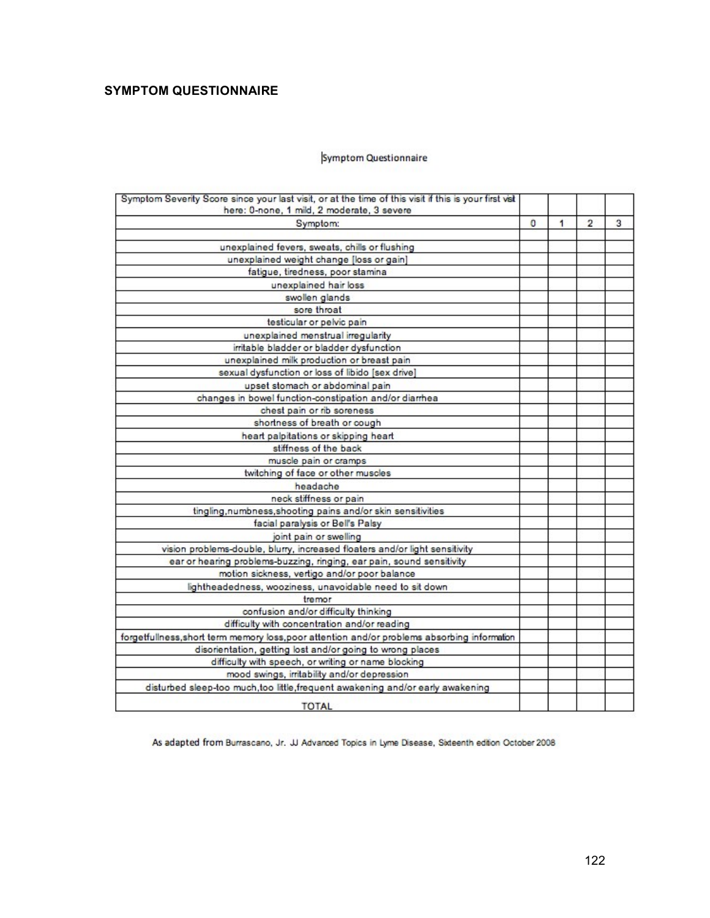## SYMPTOM QUESTIONNAIRE

Symptom Questionnaire

| Symptom Severity Score since your last visit, or at the time of this visit if this is your first visit here: 0-none, 1 mild, 2 moderate, 3 severe | | | | |
|---|---|---|---|---|
| Symptom: | 0 | 1 | 2 | 3 |
| | | | | |
| unexplained fevers, sweats, chills or flushing | | | | |
| unexplained weight change [loss or gain] | | | | |
| fatigue, tiredness, poor stamina | | | | |
| unexplained hair loss | | | | |
| swollen glands | | | | |
| sore throat | | | | |
| testicular or pelvic pain | | | | |
| unexplained menstrual irregularity | | | | |
| irritable bladder or bladder dysfunction | | | | |
| unexplained milk production or breast pain | | | | |
| sexual dysfunction or loss of libido [sex drive] | | | | |
| upset stomach or abdominal pain | | | | |
| changes in bowel function-constipation and/or diarrhea | | | | |
| chest pain or rib soreness | | | | |
| shortness of breath or cough | | | | |
| heart palpitations or skipping heart | | | | |
| stiffness of the back | | | | |
| muscle pain or cramps | | | | |
| twitching of face or other muscles | | | | |
| headache | | | | |
| neck stiffness or pain | | | | |
| tingling,numbness,shooting pains and/or skin sensitivities | | | | |
| facial paralysis or Bell's Palsy | | | | |
| joint pain or swelling | | | | |
| vision problems-double, blurry, increased floaters and/or light sensitivity | | | | |
| ear or hearing problems-buzzing, ringing, ear pain, sound sensitivity | | | | |
| motion sickness, vertigo and/or poor balance | | | | |
| lightheadedness, wooziness, unavoidable need to sit down | | | | |
| tremor | | | | |
| confusion and/or difficulty thinking | | | | |
| difficulty with concentration and/or reading | | | | |
| forgetfullness,short term memory loss,poor attention and/or problems absorbing information | | | | |
| disorientation, getting lost and/or going to wrong places | | | | |
| difficulty with speech, or writing or name blocking | | | | |
| mood swings, irritability and/or depression | | | | |
| disturbed sleep-too much,too little,frequent awakening and/or early awakening | | | | |
| TOTAL | | | | |

As adapted from Burrascano, Jr. JJ Advanced Topics in Lyme Disease, Sixteenth edition October 2008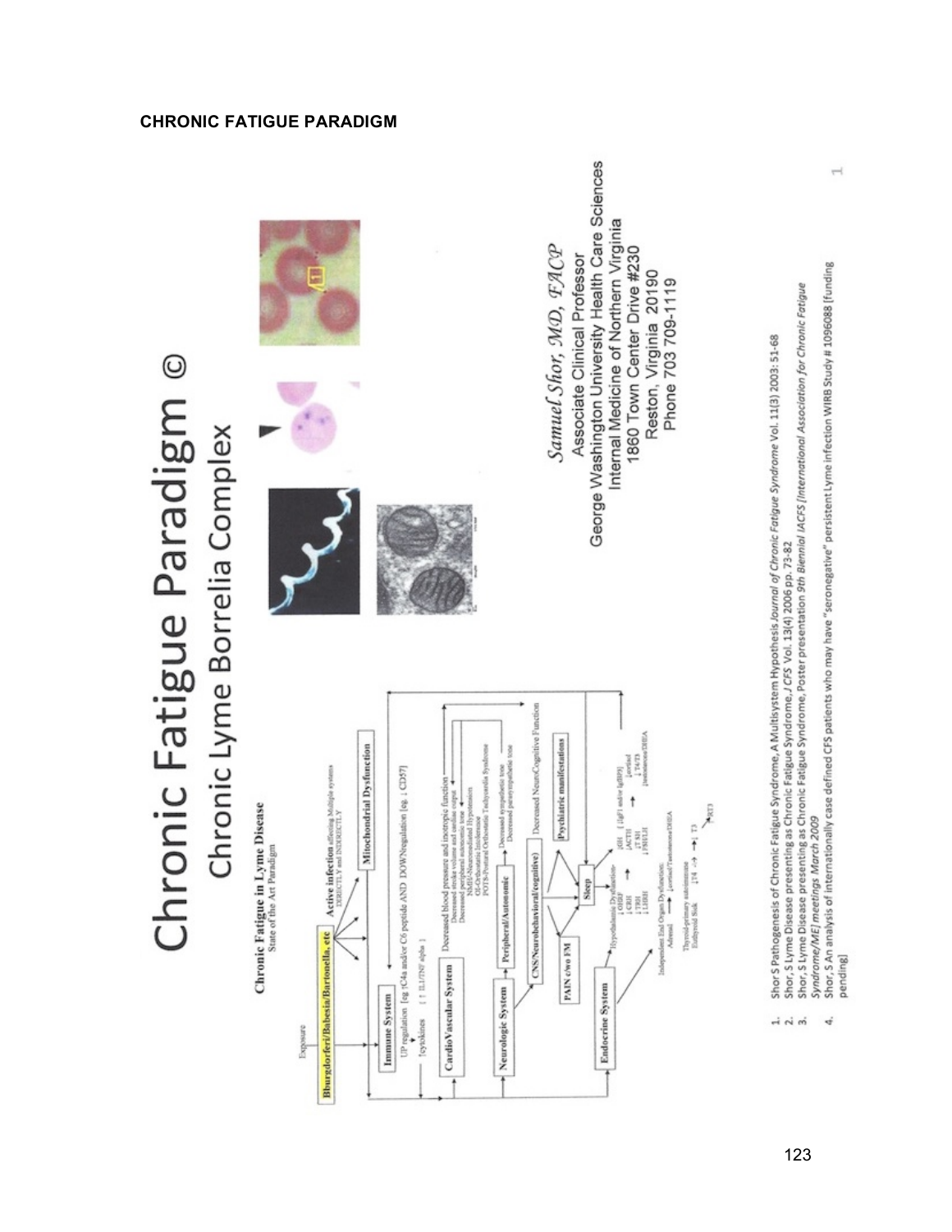**CHRONIC FATIGUE PARADIGM**

# Chronic Fatigue Paradigm ©

## Chronic Lyme Borrelia Complex

Chronic Fatigue in Lyme Disease
State of the Art Paradigm

Exposure

Bburgdorferi/Babesia/Bartonella, etc

Active infection affecting Multiple systems DIRECTLY and INDIRECTLY

Immune System

UP regulation [eg ↑C4a and/or C6 peptide AND DOWNregulation [eg ↓ CD57]

↑cytokines [↑ IL1/TNF alpha ]

Mitochondrial Dysfunction

CardioVascular System

Decreased blood pressure and inotropic function
Decreased stroke volume and cardiac output
Decreased peripheral autonomic tone
NMH-Neurocardiogenic Hypotension
OI-Orthostatic Intolerance
POTS-Postural Orthostatic Tachycardia Syndrome

Neurologic System

Peripheral/Autonomic

Decreased sympathetic tone
Decreased parasympathetic tone

CNS/Neurobehavioral(cognitive)

Decreased NeuroCognitive Function

PAIN c/wo FM

Psychiatric manifestations

Sleep

Endocrine System

Hypothalamic Dysfunction

Independent End Organ Dysfunction:
Adrenal → ↓cortisol/Testosterone/DHEA
Thyroid-primary autoimmune
Euthyroid Sick ↓T4 → ↓ T3 ↑RT3

*Samuel Shor, MD, FACP*
Associate Clinical Professor
George Washington University Health Care Sciences
Internal Medicine of Northern Virginia
1860 Town Center Drive #230
Reston, Virginia 20190
Phone 703 709-1119

1. Shor S Pathogenesis of Chronic Fatigue Syndrome, A Multisystem Hypothesis *Journal of Chronic Fatigue Syndrome* Vol. 11(3) 2003: 51-68
2. Shor, S Lyme Disease presenting as Chronic Fatigue Syndrome, *J CFS* Vol. 13(4) 2006 pp. 73-82
3. Shor, S Lyme Disease presenting as Chronic Fatigue Syndrome, Poster presentation *9th Biennial IACFS [International Association for Chronic Fatigue Syndrome/ME] meetings March 2009*
4. Shor, S An analysis of internationally case defined CFS patients who may have "seronegative" persistent Lyme infection WIRB Study # 1096088 [funding pending]